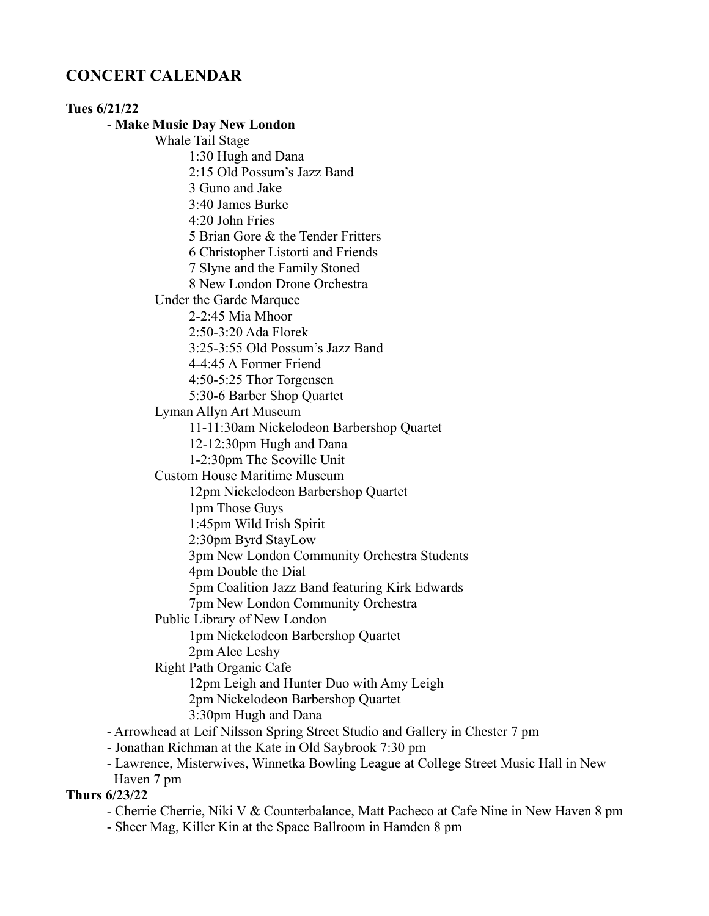## CONCERT CALENDAR

**Tues 6/21/22**

- **Make Music Day New London**
  - Whale Tail Stage
    - 1:30 Hugh and Dana
    - 2:15 Old Possum's Jazz Band
    - 3 Guno and Jake
    - 3:40 James Burke
    - 4:20 John Fries
    - 5 Brian Gore & the Tender Fritters
    - 6 Christopher Listorti and Friends
    - 7 Slyne and the Family Stoned
    - 8 New London Drone Orchestra
  - Under the Garde Marquee
    - 2-2:45 Mia Mhoor
    - 2:50-3:20 Ada Florek
    - 3:25-3:55 Old Possum's Jazz Band
    - 4-4:45 A Former Friend
    - 4:50-5:25 Thor Torgensen
    - 5:30-6 Barber Shop Quartet
  - Lyman Allyn Art Museum
    - 11-11:30am Nickelodeon Barbershop Quartet
    - 12-12:30pm Hugh and Dana
    - 1-2:30pm The Scoville Unit
  - Custom House Maritime Museum
    - 12pm Nickelodeon Barbershop Quartet
    - 1pm Those Guys
    - 1:45pm Wild Irish Spirit
    - 2:30pm Byrd StayLow
    - 3pm New London Community Orchestra Students
    - 4pm Double the Dial
    - 5pm Coalition Jazz Band featuring Kirk Edwards
    - 7pm New London Community Orchestra
  - Public Library of New London
    - 1pm Nickelodeon Barbershop Quartet
    - 2pm Alec Leshy
  - Right Path Organic Cafe
    - 12pm Leigh and Hunter Duo with Amy Leigh
    - 2pm Nickelodeon Barbershop Quartet
    - 3:30pm Hugh and Dana
- Arrowhead at Leif Nilsson Spring Street Studio and Gallery in Chester 7 pm
- Jonathan Richman at the Kate in Old Saybrook 7:30 pm
- Lawrence, Misterwives, Winnetka Bowling League at College Street Music Hall in New Haven 7 pm

**Thurs 6/23/22**

- Cherrie Cherrie, Niki V & Counterbalance, Matt Pacheco at Cafe Nine in New Haven 8 pm
- Sheer Mag, Killer Kin at the Space Ballroom in Hamden 8 pm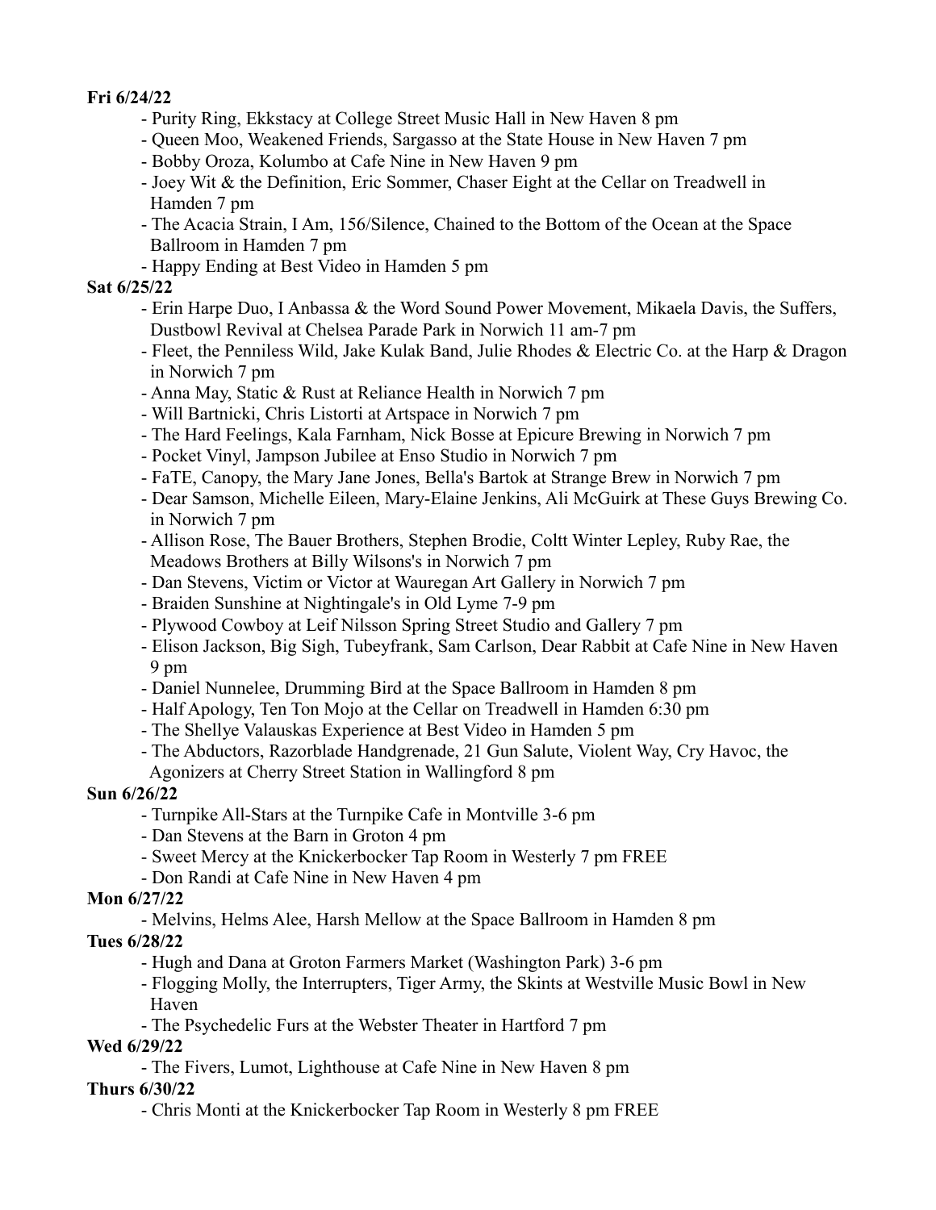**Fri 6/24/22**

- Purity Ring, Ekkstacy at College Street Music Hall in New Haven 8 pm
- Queen Moo, Weakened Friends, Sargasso at the State House in New Haven 7 pm
- Bobby Oroza, Kolumbo at Cafe Nine in New Haven 9 pm
- Joey Wit & the Definition, Eric Sommer, Chaser Eight at the Cellar on Treadwell in Hamden 7 pm
- The Acacia Strain, I Am, 156/Silence, Chained to the Bottom of the Ocean at the Space Ballroom in Hamden 7 pm
- Happy Ending at Best Video in Hamden 5 pm

**Sat 6/25/22**

- Erin Harpe Duo, I Anbassa & the Word Sound Power Movement, Mikaela Davis, the Suffers, Dustbowl Revival at Chelsea Parade Park in Norwich 11 am-7 pm
- Fleet, the Penniless Wild, Jake Kulak Band, Julie Rhodes & Electric Co. at the Harp & Dragon in Norwich 7 pm
- Anna May, Static & Rust at Reliance Health in Norwich 7 pm
- Will Bartnicki, Chris Listorti at Artspace in Norwich 7 pm
- The Hard Feelings, Kala Farnham, Nick Bosse at Epicure Brewing in Norwich 7 pm
- Pocket Vinyl, Jampson Jubilee at Enso Studio in Norwich 7 pm
- FaTE, Canopy, the Mary Jane Jones, Bella's Bartok at Strange Brew in Norwich 7 pm
- Dear Samson, Michelle Eileen, Mary-Elaine Jenkins, Ali McGuirk at These Guys Brewing Co. in Norwich 7 pm
- Allison Rose, The Bauer Brothers, Stephen Brodie, Coltt Winter Lepley, Ruby Rae, the Meadows Brothers at Billy Wilsons's in Norwich 7 pm
- Dan Stevens, Victim or Victor at Wauregan Art Gallery in Norwich 7 pm
- Braiden Sunshine at Nightingale's in Old Lyme 7-9 pm
- Plywood Cowboy at Leif Nilsson Spring Street Studio and Gallery 7 pm
- Elison Jackson, Big Sigh, Tubeyfrank, Sam Carlson, Dear Rabbit at Cafe Nine in New Haven 9 pm
- Daniel Nunnelee, Drumming Bird at the Space Ballroom in Hamden 8 pm
- Half Apology, Ten Ton Mojo at the Cellar on Treadwell in Hamden 6:30 pm
- The Shellye Valauskas Experience at Best Video in Hamden 5 pm
- The Abductors, Razorblade Handgrenade, 21 Gun Salute, Violent Way, Cry Havoc, the Agonizers at Cherry Street Station in Wallingford 8 pm

**Sun 6/26/22**

- Turnpike All-Stars at the Turnpike Cafe in Montville 3-6 pm
- Dan Stevens at the Barn in Groton 4 pm
- Sweet Mercy at the Knickerbocker Tap Room in Westerly 7 pm FREE
- Don Randi at Cafe Nine in New Haven 4 pm

**Mon 6/27/22**

- Melvins, Helms Alee, Harsh Mellow at the Space Ballroom in Hamden 8 pm

**Tues 6/28/22**

- Hugh and Dana at Groton Farmers Market (Washington Park) 3-6 pm
- Flogging Molly, the Interrupters, Tiger Army, the Skints at Westville Music Bowl in New Haven
- The Psychedelic Furs at the Webster Theater in Hartford 7 pm

**Wed 6/29/22**

- The Fivers, Lumot, Lighthouse at Cafe Nine in New Haven 8 pm

**Thurs 6/30/22**

- Chris Monti at the Knickerbocker Tap Room in Westerly 8 pm FREE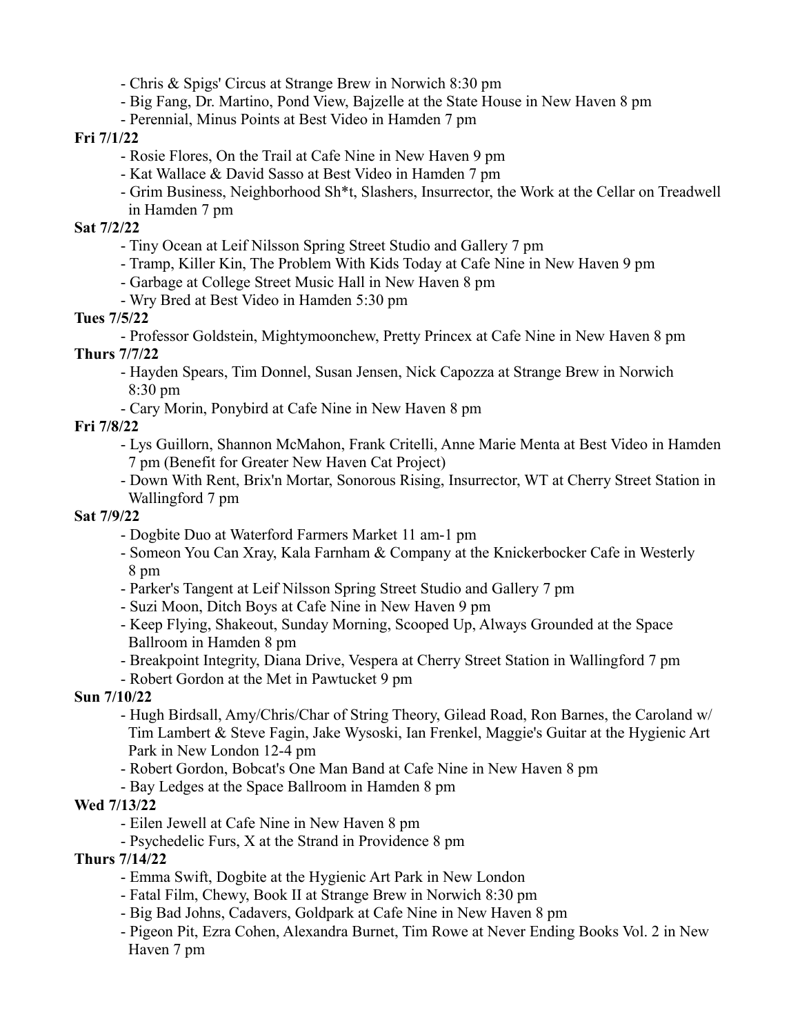- Chris & Spigs' Circus at Strange Brew in Norwich 8:30 pm
- Big Fang, Dr. Martino, Pond View, Bajzelle at the State House in New Haven 8 pm
- Perennial, Minus Points at Best Video in Hamden 7 pm

**Fri 7/1/22**

- Rosie Flores, On the Trail at Cafe Nine in New Haven 9 pm
- Kat Wallace & David Sasso at Best Video in Hamden 7 pm
- Grim Business, Neighborhood Sh*t, Slashers, Insurrector, the Work at the Cellar on Treadwell in Hamden 7 pm

**Sat 7/2/22**

- Tiny Ocean at Leif Nilsson Spring Street Studio and Gallery 7 pm
- Tramp, Killer Kin, The Problem With Kids Today at Cafe Nine in New Haven 9 pm
- Garbage at College Street Music Hall in New Haven 8 pm
- Wry Bred at Best Video in Hamden 5:30 pm

**Tues 7/5/22**

- Professor Goldstein, Mightymoonchew, Pretty Princex at Cafe Nine in New Haven 8 pm

**Thurs 7/7/22**

- Hayden Spears, Tim Donnel, Susan Jensen, Nick Capozza at Strange Brew in Norwich 8:30 pm
- Cary Morin, Ponybird at Cafe Nine in New Haven 8 pm

**Fri 7/8/22**

- Lys Guillorn, Shannon McMahon, Frank Critelli, Anne Marie Menta at Best Video in Hamden 7 pm (Benefit for Greater New Haven Cat Project)
- Down With Rent, Brix'n Mortar, Sonorous Rising, Insurrector, WT at Cherry Street Station in Wallingford 7 pm

**Sat 7/9/22**

- Dogbite Duo at Waterford Farmers Market 11 am-1 pm
- Someon You Can Xray, Kala Farnham & Company at the Knickerbocker Cafe in Westerly 8 pm
- Parker's Tangent at Leif Nilsson Spring Street Studio and Gallery 7 pm
- Suzi Moon, Ditch Boys at Cafe Nine in New Haven 9 pm
- Keep Flying, Shakeout, Sunday Morning, Scooped Up, Always Grounded at the Space Ballroom in Hamden 8 pm
- Breakpoint Integrity, Diana Drive, Vespera at Cherry Street Station in Wallingford 7 pm
- Robert Gordon at the Met in Pawtucket 9 pm

**Sun 7/10/22**

- Hugh Birdsall, Amy/Chris/Char of String Theory, Gilead Road, Ron Barnes, the Caroland w/ Tim Lambert & Steve Fagin, Jake Wysoski, Ian Frenkel, Maggie's Guitar at the Hygienic Art Park in New London 12-4 pm
- Robert Gordon, Bobcat's One Man Band at Cafe Nine in New Haven 8 pm
- Bay Ledges at the Space Ballroom in Hamden 8 pm

**Wed 7/13/22**

- Eilen Jewell at Cafe Nine in New Haven 8 pm
- Psychedelic Furs, X at the Strand in Providence 8 pm

**Thurs 7/14/22**

- Emma Swift, Dogbite at the Hygienic Art Park in New London
- Fatal Film, Chewy, Book II at Strange Brew in Norwich 8:30 pm
- Big Bad Johns, Cadavers, Goldpark at Cafe Nine in New Haven 8 pm
- Pigeon Pit, Ezra Cohen, Alexandra Burnet, Tim Rowe at Never Ending Books Vol. 2 in New Haven 7 pm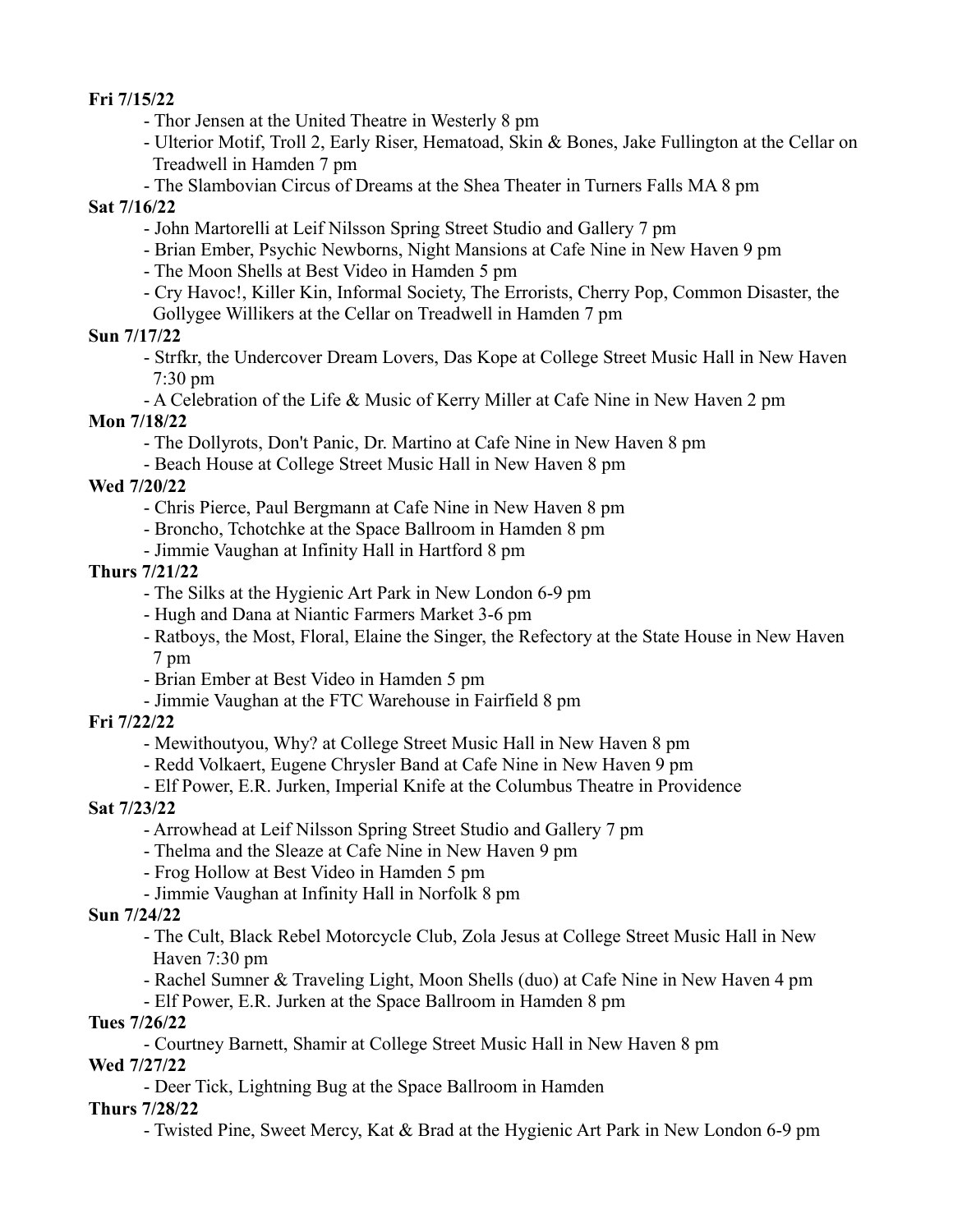**Fri 7/15/22**

- Thor Jensen at the United Theatre in Westerly 8 pm
- Ulterior Motif, Troll 2, Early Riser, Hematoad, Skin & Bones, Jake Fullington at the Cellar on Treadwell in Hamden 7 pm
- The Slambovian Circus of Dreams at the Shea Theater in Turners Falls MA 8 pm

**Sat 7/16/22**

- John Martorelli at Leif Nilsson Spring Street Studio and Gallery 7 pm
- Brian Ember, Psychic Newborns, Night Mansions at Cafe Nine in New Haven 9 pm
- The Moon Shells at Best Video in Hamden 5 pm
- Cry Havoc!, Killer Kin, Informal Society, The Errorists, Cherry Pop, Common Disaster, the Gollygee Willikers at the Cellar on Treadwell in Hamden 7 pm

**Sun 7/17/22**

- Strfkr, the Undercover Dream Lovers, Das Kope at College Street Music Hall in New Haven 7:30 pm
- A Celebration of the Life & Music of Kerry Miller at Cafe Nine in New Haven 2 pm

**Mon 7/18/22**

- The Dollyrots, Don't Panic, Dr. Martino at Cafe Nine in New Haven 8 pm
- Beach House at College Street Music Hall in New Haven 8 pm

**Wed 7/20/22**

- Chris Pierce, Paul Bergmann at Cafe Nine in New Haven 8 pm
- Broncho, Tchotchke at the Space Ballroom in Hamden 8 pm
- Jimmie Vaughan at Infinity Hall in Hartford 8 pm

**Thurs 7/21/22**

- The Silks at the Hygienic Art Park in New London 6-9 pm
- Hugh and Dana at Niantic Farmers Market 3-6 pm
- Ratboys, the Most, Floral, Elaine the Singer, the Refectory at the State House in New Haven 7 pm
- Brian Ember at Best Video in Hamden 5 pm
- Jimmie Vaughan at the FTC Warehouse in Fairfield 8 pm

**Fri 7/22/22**

- Mewithoutyou, Why? at College Street Music Hall in New Haven 8 pm
- Redd Volkaert, Eugene Chrysler Band at Cafe Nine in New Haven 9 pm
- Elf Power, E.R. Jurken, Imperial Knife at the Columbus Theatre in Providence

**Sat 7/23/22**

- Arrowhead at Leif Nilsson Spring Street Studio and Gallery 7 pm
- Thelma and the Sleaze at Cafe Nine in New Haven 9 pm
- Frog Hollow at Best Video in Hamden 5 pm
- Jimmie Vaughan at Infinity Hall in Norfolk 8 pm

**Sun 7/24/22**

- The Cult, Black Rebel Motorcycle Club, Zola Jesus at College Street Music Hall in New Haven 7:30 pm
- Rachel Sumner & Traveling Light, Moon Shells (duo) at Cafe Nine in New Haven 4 pm
- Elf Power, E.R. Jurken at the Space Ballroom in Hamden 8 pm

**Tues 7/26/22**

- Courtney Barnett, Shamir at College Street Music Hall in New Haven 8 pm

**Wed 7/27/22**

- Deer Tick, Lightning Bug at the Space Ballroom in Hamden

**Thurs 7/28/22**

- Twisted Pine, Sweet Mercy, Kat & Brad at the Hygienic Art Park in New London 6-9 pm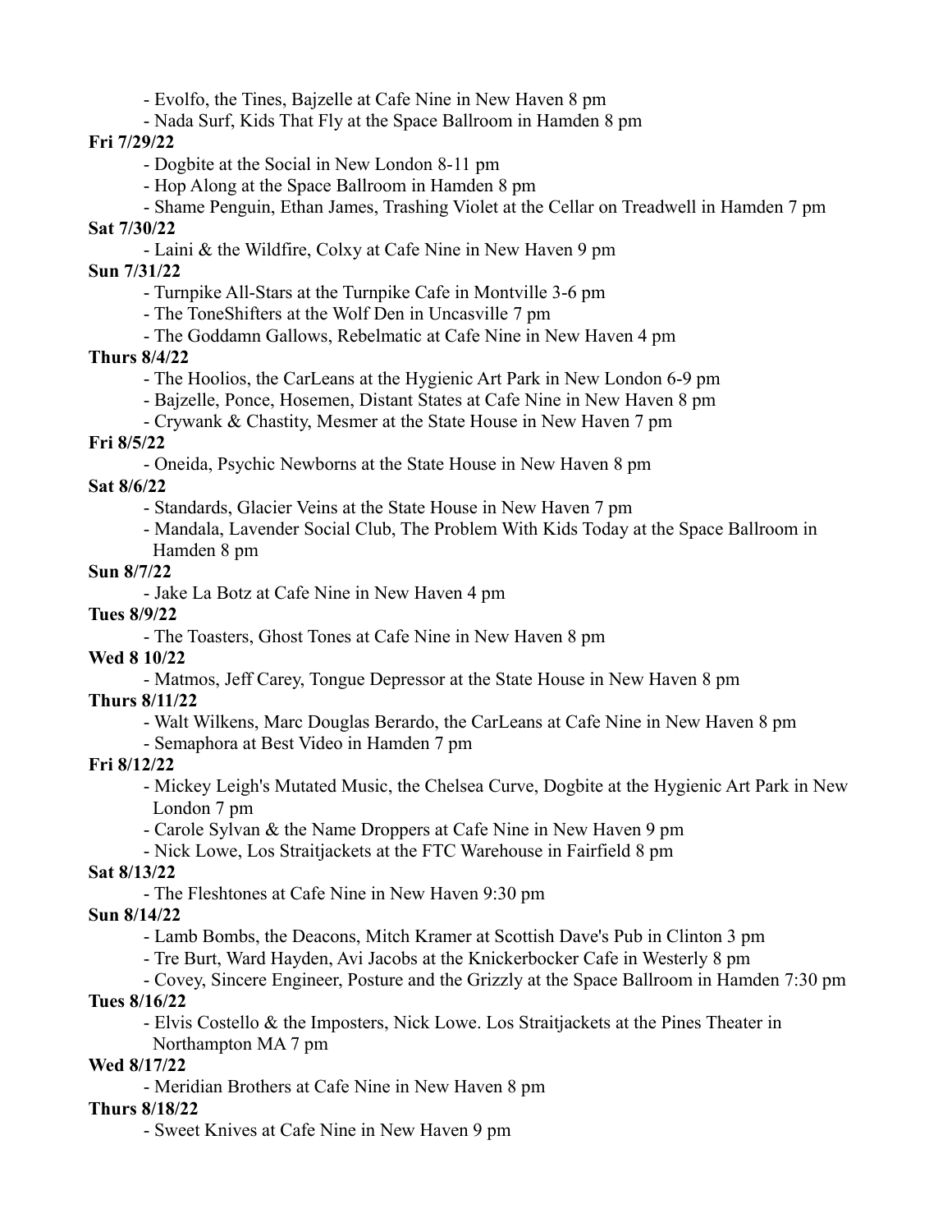- Evolfo, the Tines, Bajzelle at Cafe Nine in New Haven 8 pm
- Nada Surf, Kids That Fly at the Space Ballroom in Hamden 8 pm

**Fri 7/29/22**

- Dogbite at the Social in New London 8-11 pm
- Hop Along at the Space Ballroom in Hamden 8 pm
- Shame Penguin, Ethan James, Trashing Violet at the Cellar on Treadwell in Hamden 7 pm

**Sat 7/30/22**

- Laini & the Wildfire, Colxy at Cafe Nine in New Haven 9 pm

**Sun 7/31/22**

- Turnpike All-Stars at the Turnpike Cafe in Montville 3-6 pm
- The ToneShifters at the Wolf Den in Uncasville 7 pm
- The Goddamn Gallows, Rebelmatic at Cafe Nine in New Haven 4 pm

**Thurs 8/4/22**

- The Hoolios, the CarLeans at the Hygienic Art Park in New London 6-9 pm
- Bajzelle, Ponce, Hosemen, Distant States at Cafe Nine in New Haven 8 pm
- Crywank & Chastity, Mesmer at the State House in New Haven 7 pm

**Fri 8/5/22**

- Oneida, Psychic Newborns at the State House in New Haven 8 pm

**Sat 8/6/22**

- Standards, Glacier Veins at the State House in New Haven 7 pm
- Mandala, Lavender Social Club, The Problem With Kids Today at the Space Ballroom in Hamden 8 pm

**Sun 8/7/22**

- Jake La Botz at Cafe Nine in New Haven 4 pm

**Tues 8/9/22**

- The Toasters, Ghost Tones at Cafe Nine in New Haven 8 pm

**Wed 8 10/22**

- Matmos, Jeff Carey, Tongue Depressor at the State House in New Haven 8 pm

**Thurs 8/11/22**

- Walt Wilkens, Marc Douglas Berardo, the CarLeans at Cafe Nine in New Haven 8 pm
- Semaphora at Best Video in Hamden 7 pm

**Fri 8/12/22**

- Mickey Leigh's Mutated Music, the Chelsea Curve, Dogbite at the Hygienic Art Park in New London 7 pm
- Carole Sylvan & the Name Droppers at Cafe Nine in New Haven 9 pm
- Nick Lowe, Los Straitjackets at the FTC Warehouse in Fairfield 8 pm

**Sat 8/13/22**

- The Fleshtones at Cafe Nine in New Haven 9:30 pm

**Sun 8/14/22**

- Lamb Bombs, the Deacons, Mitch Kramer at Scottish Dave's Pub in Clinton 3 pm
- Tre Burt, Ward Hayden, Avi Jacobs at the Knickerbocker Cafe in Westerly 8 pm
- Covey, Sincere Engineer, Posture and the Grizzly at the Space Ballroom in Hamden 7:30 pm

**Tues 8/16/22**

- Elvis Costello & the Imposters, Nick Lowe. Los Straitjackets at the Pines Theater in Northampton MA 7 pm

**Wed 8/17/22**

- Meridian Brothers at Cafe Nine in New Haven 8 pm

**Thurs 8/18/22**

- Sweet Knives at Cafe Nine in New Haven 9 pm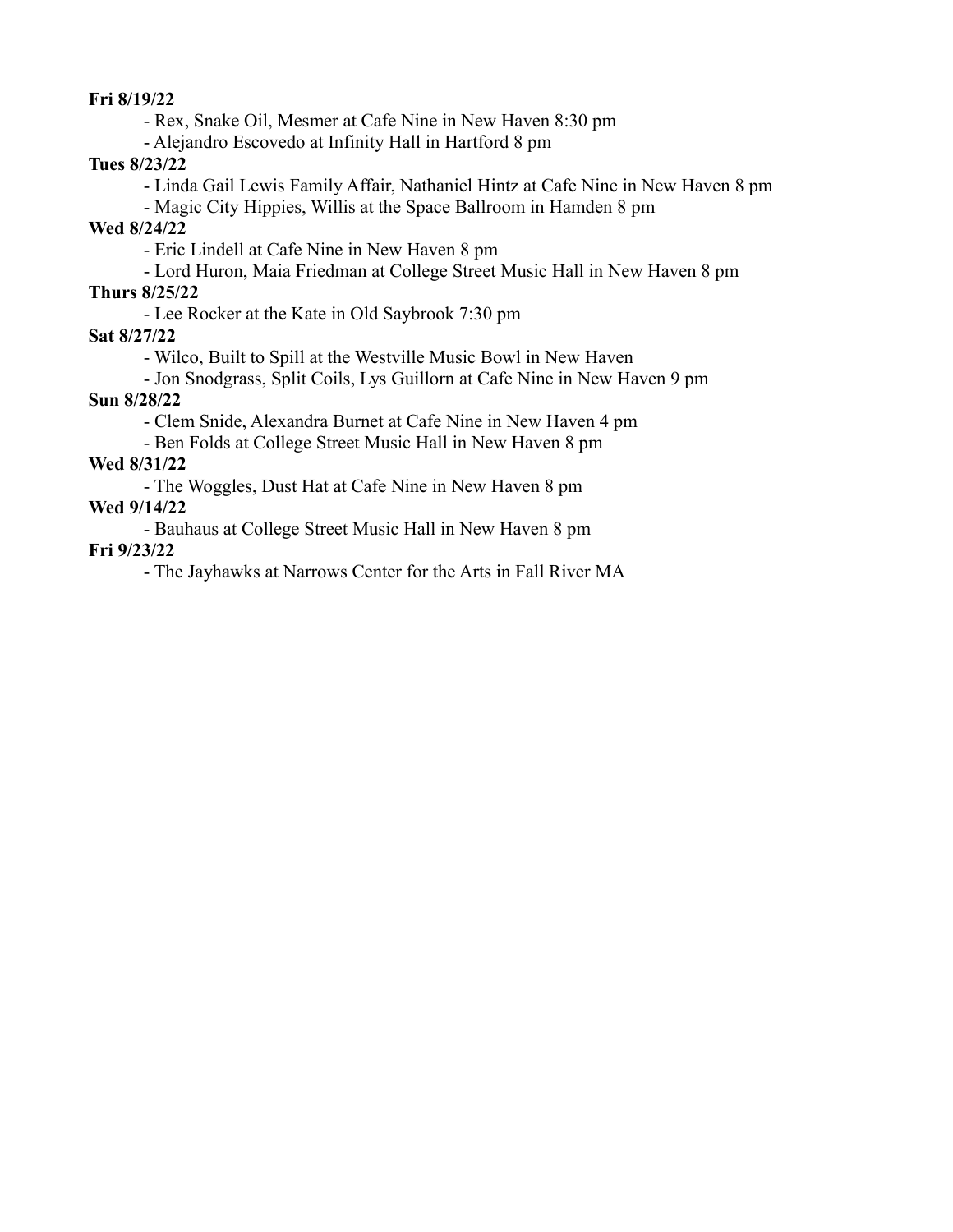**Fri 8/19/22**

- Rex, Snake Oil, Mesmer at Cafe Nine in New Haven 8:30 pm
- Alejandro Escovedo at Infinity Hall in Hartford 8 pm

**Tues 8/23/22**

- Linda Gail Lewis Family Affair, Nathaniel Hintz at Cafe Nine in New Haven 8 pm
- Magic City Hippies, Willis at the Space Ballroom in Hamden 8 pm

**Wed 8/24/22**

- Eric Lindell at Cafe Nine in New Haven 8 pm
- Lord Huron, Maia Friedman at College Street Music Hall in New Haven 8 pm

**Thurs 8/25/22**

- Lee Rocker at the Kate in Old Saybrook 7:30 pm

**Sat 8/27/22**

- Wilco, Built to Spill at the Westville Music Bowl in New Haven
- Jon Snodgrass, Split Coils, Lys Guillorn at Cafe Nine in New Haven 9 pm

**Sun 8/28/22**

- Clem Snide, Alexandra Burnet at Cafe Nine in New Haven 4 pm
- Ben Folds at College Street Music Hall in New Haven 8 pm

**Wed 8/31/22**

- The Woggles, Dust Hat at Cafe Nine in New Haven 8 pm

**Wed 9/14/22**

- Bauhaus at College Street Music Hall in New Haven 8 pm

**Fri 9/23/22**

- The Jayhawks at Narrows Center for the Arts in Fall River MA